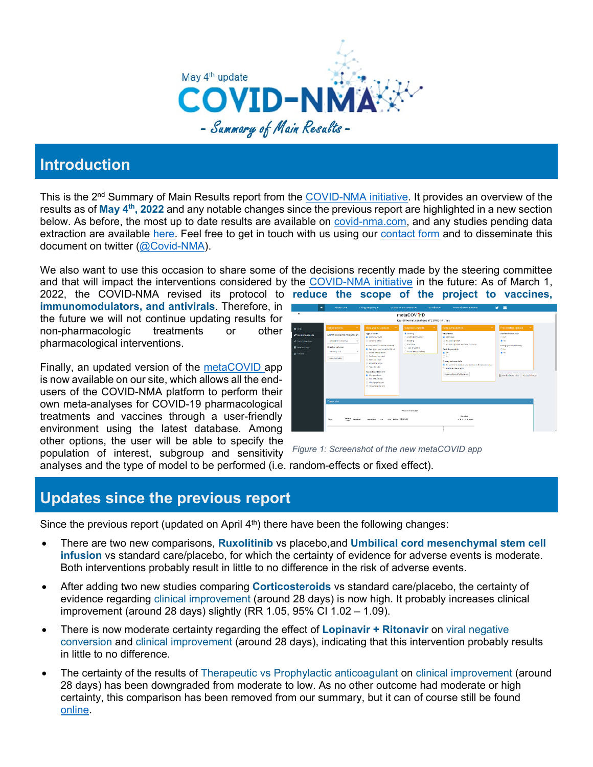May 4th update

# COVID-NMA

*- Summary of Main Results -*

## Introduction

This is the 2nd Summary of Main Results report from the COVID-NMA initiative. It provides an overview of the results as of **May 4th, 2022** and any notable changes since the previous report are highlighted in a new section below. As before, the most up to date results are available on covid-nma.com, and any studies pending data extraction are available here. Feel free to get in touch with us using our contact form and to disseminate this document on twitter (@Covid-NMA).

We also want to use this occasion to share some of the decisions recently made by the steering committee and that will impact the interventions considered by the COVID-NMA initiative in the future: As of March 1, 2022, the COVID-NMA revised its protocol to **reduce the scope of the project to vaccines, immunomodulators, and antivirals**. Therefore, in the future we will not continue updating results for non-pharmacologic treatments or other pharmacological interventions.

Finally, an updated version of the metaCOVID app is now available on our site, which allows all the end-users of the COVID-NMA platform to perform their own meta-analyses for COVID-19 pharmacological treatments and vaccines through a user-friendly environment using the latest database. Among other options, the user will be able to specify the population of interest, subgroup and sensitivity analyses and the type of model to be performed (i.e. random-effects or fixed effect).

*Figure 1: Screenshot of the new metaCOVID app*

## Updates since the previous report

Since the previous report (updated on April 4th) there have been the following changes:

- There are two new comparisons, **Ruxolitinib** vs placebo,and **Umbilical cord mesenchymal stem cell infusion** vs standard care/placebo, for which the certainty of evidence for adverse events is moderate. Both interventions probably result in little to no difference in the risk of adverse events.
- After adding two new studies comparing **Corticosteroids** vs standard care/placebo, the certainty of evidence regarding clinical improvement (around 28 days) is now high. It probably increases clinical improvement (around 28 days) slightly (RR 1.05, 95% CI 1.02 – 1.09).
- There is now moderate certainty regarding the effect of **Lopinavir + Ritonavir** on viral negative conversion and clinical improvement (around 28 days), indicating that this intervention probably results in little to no difference.
- The certainty of the results of Therapeutic vs Prophylactic anticoagulant on clinical improvement (around 28 days) has been downgraded from moderate to low. As no other outcome had moderate or high certainty, this comparison has been removed from our summary, but it can of course still be found online.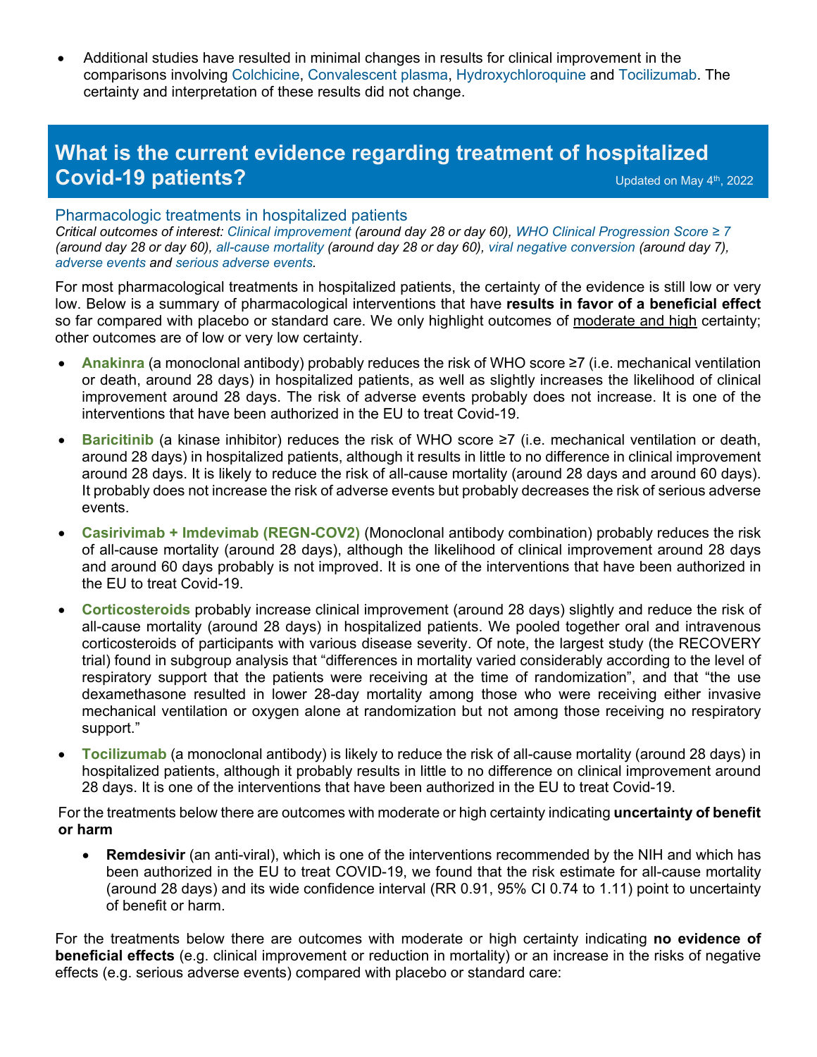- Additional studies have resulted in minimal changes in results for clinical improvement in the comparisons involving Colchicine, Convalescent plasma, Hydroxychloroquine and Tocilizumab. The certainty and interpretation of these results did not change.

## What is the current evidence regarding treatment of hospitalized Covid-19 patients?

Updated on May 4th, 2022

### Pharmacologic treatments in hospitalized patients

*Critical outcomes of interest: Clinical improvement (around day 28 or day 60), WHO Clinical Progression Score ≥ 7 (around day 28 or day 60), all-cause mortality (around day 28 or day 60), viral negative conversion (around day 7), adverse events and serious adverse events.*

For most pharmacological treatments in hospitalized patients, the certainty of the evidence is still low or very low. Below is a summary of pharmacological interventions that have **results in favor of a beneficial effect** so far compared with placebo or standard care. We only highlight outcomes of moderate and high certainty; other outcomes are of low or very low certainty.

- **Anakinra** (a monoclonal antibody) probably reduces the risk of WHO score ≥7 (i.e. mechanical ventilation or death, around 28 days) in hospitalized patients, as well as slightly increases the likelihood of clinical improvement around 28 days. The risk of adverse events probably does not increase. It is one of the interventions that have been authorized in the EU to treat Covid-19.
- **Baricitinib** (a kinase inhibitor) reduces the risk of WHO score ≥7 (i.e. mechanical ventilation or death, around 28 days) in hospitalized patients, although it results in little to no difference in clinical improvement around 28 days. It is likely to reduce the risk of all-cause mortality (around 28 days and around 60 days). It probably does not increase the risk of adverse events but probably decreases the risk of serious adverse events.
- **Casirivimab + Imdevimab (REGN-COV2)** (Monoclonal antibody combination) probably reduces the risk of all-cause mortality (around 28 days), although the likelihood of clinical improvement around 28 days and around 60 days probably is not improved. It is one of the interventions that have been authorized in the EU to treat Covid-19.
- **Corticosteroids** probably increase clinical improvement (around 28 days) slightly and reduce the risk of all-cause mortality (around 28 days) in hospitalized patients. We pooled together oral and intravenous corticosteroids of participants with various disease severity. Of note, the largest study (the RECOVERY trial) found in subgroup analysis that "differences in mortality varied considerably according to the level of respiratory support that the patients were receiving at the time of randomization", and that "the use dexamethasone resulted in lower 28-day mortality among those who were receiving either invasive mechanical ventilation or oxygen alone at randomization but not among those receiving no respiratory support."
- **Tocilizumab** (a monoclonal antibody) is likely to reduce the risk of all-cause mortality (around 28 days) in hospitalized patients, although it probably results in little to no difference on clinical improvement around 28 days. It is one of the interventions that have been authorized in the EU to treat Covid-19.

For the treatments below there are outcomes with moderate or high certainty indicating **uncertainty of benefit or harm**

- **Remdesivir** (an anti-viral), which is one of the interventions recommended by the NIH and which has been authorized in the EU to treat COVID-19, we found that the risk estimate for all-cause mortality (around 28 days) and its wide confidence interval (RR 0.91, 95% CI 0.74 to 1.11) point to uncertainty of benefit or harm.

For the treatments below there are outcomes with moderate or high certainty indicating **no evidence of beneficial effects** (e.g. clinical improvement or reduction in mortality) or an increase in the risks of negative effects (e.g. serious adverse events) compared with placebo or standard care: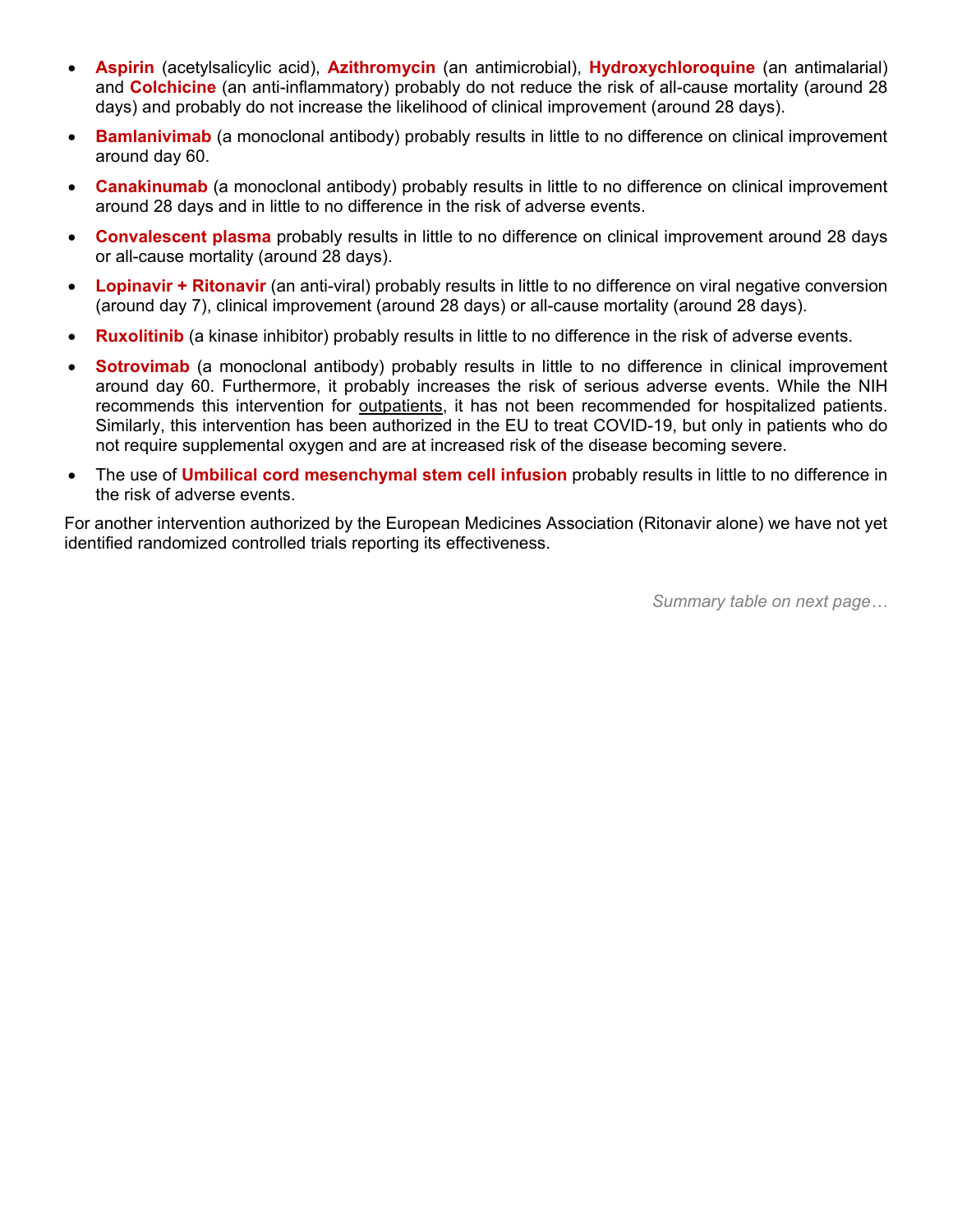- **Aspirin** (acetylsalicylic acid), **Azithromycin** (an antimicrobial), **Hydroxychloroquine** (an antimalarial) and **Colchicine** (an anti-inflammatory) probably do not reduce the risk of all-cause mortality (around 28 days) and probably do not increase the likelihood of clinical improvement (around 28 days).
- **Bamlanivimab** (a monoclonal antibody) probably results in little to no difference on clinical improvement around day 60.
- **Canakinumab** (a monoclonal antibody) probably results in little to no difference on clinical improvement around 28 days and in little to no difference in the risk of adverse events.
- **Convalescent plasma** probably results in little to no difference on clinical improvement around 28 days or all-cause mortality (around 28 days).
- **Lopinavir + Ritonavir** (an anti-viral) probably results in little to no difference on viral negative conversion (around day 7), clinical improvement (around 28 days) or all-cause mortality (around 28 days).
- **Ruxolitinib** (a kinase inhibitor) probably results in little to no difference in the risk of adverse events.
- **Sotrovimab** (a monoclonal antibody) probably results in little to no difference in clinical improvement around day 60. Furthermore, it probably increases the risk of serious adverse events. While the NIH recommends this intervention for outpatients, it has not been recommended for hospitalized patients. Similarly, this intervention has been authorized in the EU to treat COVID-19, but only in patients who do not require supplemental oxygen and are at increased risk of the disease becoming severe.
- The use of **Umbilical cord mesenchymal stem cell infusion** probably results in little to no difference in the risk of adverse events.

For another intervention authorized by the European Medicines Association (Ritonavir alone) we have not yet identified randomized controlled trials reporting its effectiveness.

*Summary table on next page…*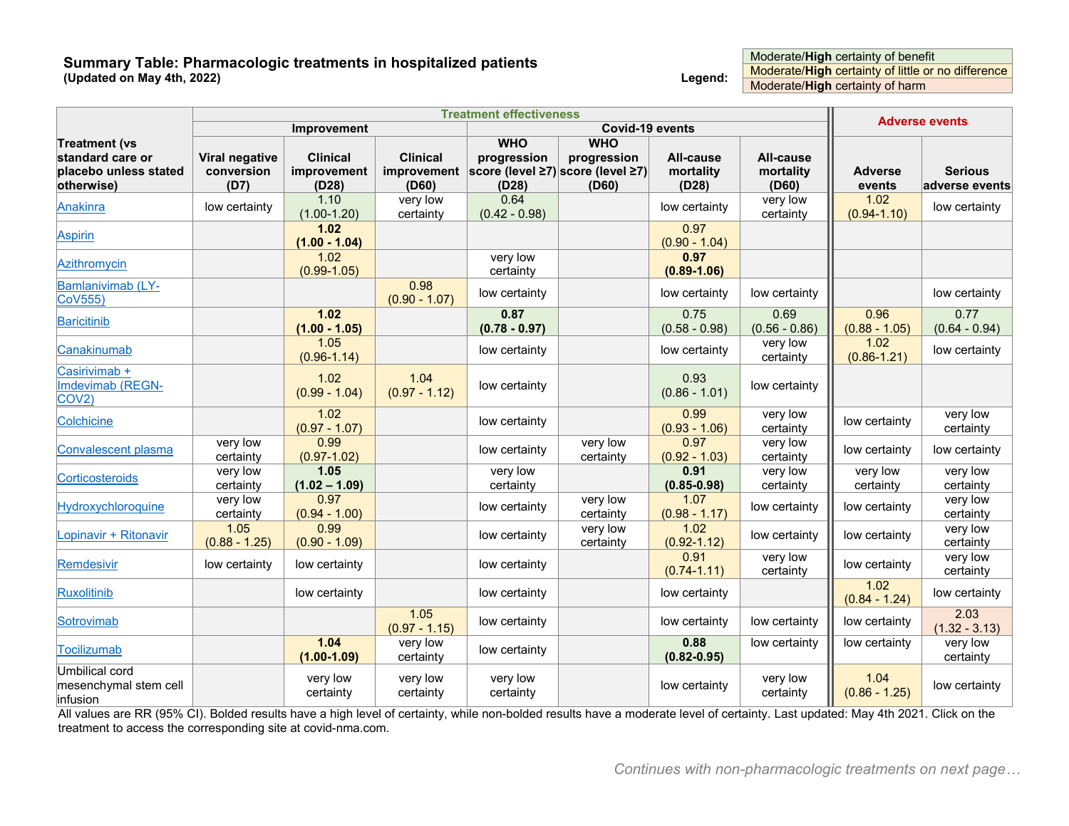## Summary Table: Pharmacologic treatments in hospitalized patients

**(Updated on May 4th, 2022)**

**Legend:**

- Moderate/**High** certainty of benefit
- Moderate/**High** certainty of little or no difference
- Moderate/**High** certainty of harm

| Treatment (vs standard care or placebo unless stated otherwise) | Treatment effectiveness | | | | | | | Adverse events | |
|---|---|---|---|---|---|---|---|---|---|
| | Improvement | | | Covid-19 events | | | | | |
| | Viral negative conversion (D7) | Clinical improvement (D28) | Clinical improvement (D60) | WHO progression score (level ≥7) (D28) | WHO progression score (level ≥7) (D60) | All-cause mortality (D28) | All-cause mortality (D60) | Adverse events | Serious adverse events |
| [Anakinra]() | low certainty | 1.10 (1.00-1.20) | very low certainty | 0.64 (0.42 - 0.98) | | low certainty | very low certainty | 1.02 (0.94-1.10) | low certainty |
| [Aspirin]() | | **1.02 (1.00 - 1.04)** | | | | 0.97 (0.90 - 1.04) | | | |
| [Azithromycin]() | | 1.02 (0.99-1.05) | | very low certainty | | **0.97 (0.89-1.06)** | | | |
| [Bamlanivimab (LY-CoV555)]() | | | 0.98 (0.90 - 1.07) | low certainty | | low certainty | low certainty | | low certainty |
| [Baricitinib]() | | **1.02 (1.00 - 1.05)** | | **0.87 (0.78 - 0.97)** | | 0.75 (0.58 - 0.98) | 0.69 (0.56 - 0.86) | 0.96 (0.88 - 1.05) | 0.77 (0.64 - 0.94) |
| [Canakinumab]() | | 1.05 (0.96-1.14) | | low certainty | | low certainty | very low certainty | 1.02 (0.86-1.21) | low certainty |
| [Casirivimab + Imdevimab (REGN-COV2)]() | | 1.02 (0.99 - 1.04) | 1.04 (0.97 - 1.12) | low certainty | | 0.93 (0.86 - 1.01) | low certainty | | |
| [Colchicine]() | | 1.02 (0.97 - 1.07) | | low certainty | | 0.99 (0.93 - 1.06) | very low certainty | low certainty | very low certainty |
| [Convalescent plasma]() | very low certainty | 0.99 (0.97-1.02) | | low certainty | very low certainty | 0.97 (0.92 - 1.03) | very low certainty | low certainty | low certainty |
| [Corticosteroids]() | very low certainty | **1.05 (1.02 – 1.09)** | | very low certainty | | **0.91 (0.85-0.98)** | very low certainty | very low certainty | very low certainty |
| [Hydroxychloroquine]() | very low certainty | 0.97 (0.94 - 1.00) | | low certainty | very low certainty | 1.07 (0.98 - 1.17) | low certainty | low certainty | very low certainty |
| [Lopinavir + Ritonavir]() | 1.05 (0.88 - 1.25) | 0.99 (0.90 - 1.09) | | low certainty | very low certainty | 1.02 (0.92-1.12) | low certainty | low certainty | very low certainty |
| [Remdesivir]() | low certainty | low certainty | | low certainty | | 0.91 (0.74-1.11) | very low certainty | low certainty | very low certainty |
| [Ruxolitinib]() | | low certainty | | low certainty | | low certainty | | 1.02 (0.84 - 1.24) | low certainty |
| [Sotrovimab]() | | | 1.05 (0.97 - 1.15) | low certainty | | low certainty | low certainty | low certainty | 2.03 (1.32 - 3.13) |
| [Tocilizumab]() | | **1.04 (1.00-1.09)** | very low certainty | low certainty | | **0.88 (0.82-0.95)** | low certainty | low certainty | very low certainty |
| Umbilical cord mesenchymal stem cell infusion | | very low certainty | very low certainty | very low certainty | | low certainty | very low certainty | 1.04 (0.86 - 1.25) | low certainty |

All values are RR (95% CI). Bolded results have a high level of certainty, while non-bolded results have a moderate level of certainty. Last updated: May 4th 2021. Click on the treatment to access the corresponding site at covid-nma.com.

*Continues with non-pharmacologic treatments on next page…*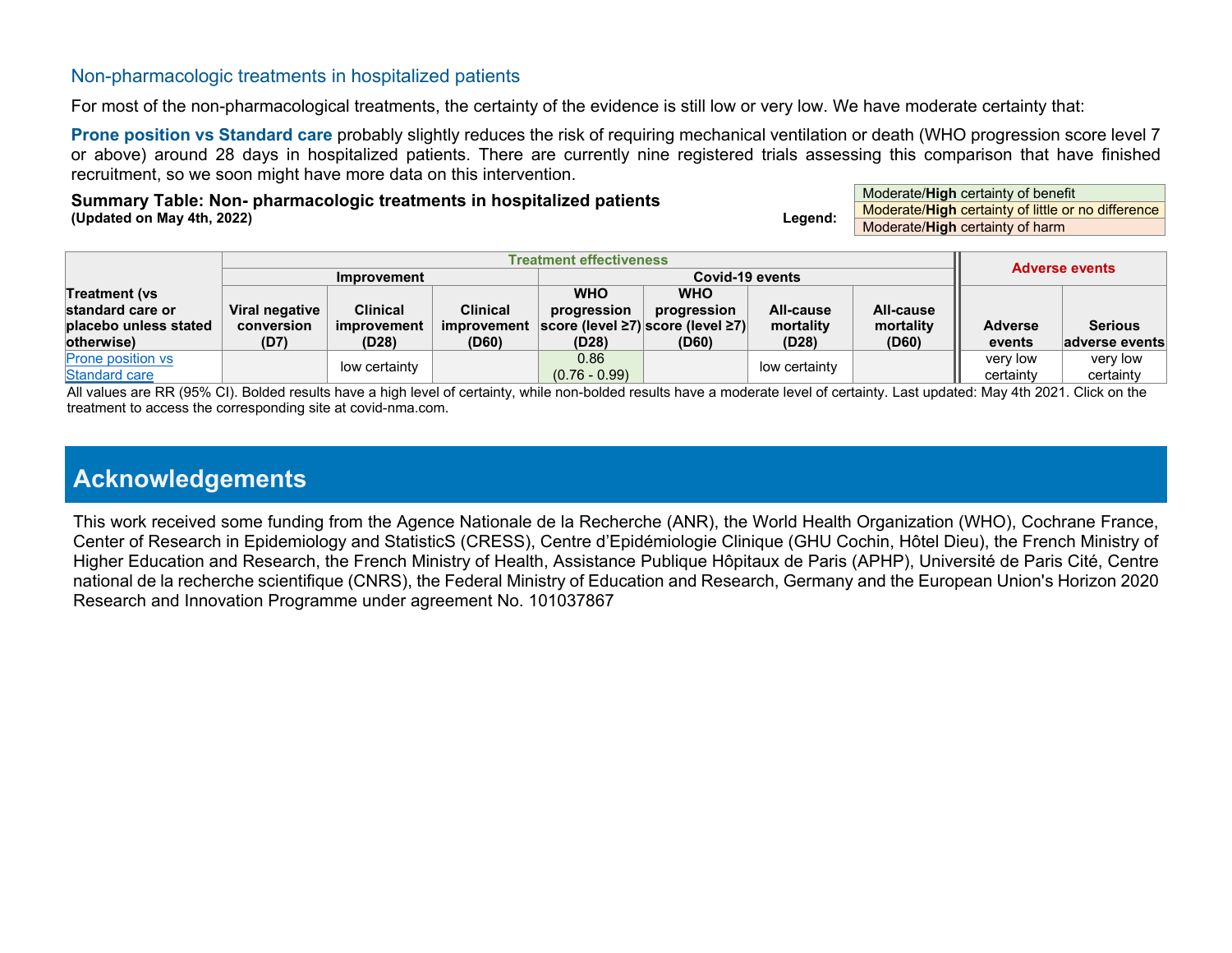### Non-pharmacologic treatments in hospitalized patients

For most of the non-pharmacological treatments, the certainty of the evidence is still low or very low. We have moderate certainty that:

**Prone position vs Standard care** probably slightly reduces the risk of requiring mechanical ventilation or death (WHO progression score level 7 or above) around 28 days in hospitalized patients. There are currently nine registered trials assessing this comparison that have finished recruitment, so we soon might have more data on this intervention.

**Summary Table: Non- pharmacologic treatments in hospitalized patients**
**(Updated on May 4th, 2022)**

**Legend:**

- Moderate/**High** certainty of benefit
- Moderate/**High** certainty of little or no difference
- Moderate/**High** certainty of harm

| Treatment (vs standard care or placebo unless stated otherwise) | Treatment effectiveness | | | | | | | Adverse events | |
|---|---|---|---|---|---|---|---|---|---|
| | Improvement | | | Covid-19 events | | | | | |
| | Viral negative conversion (D7) | Clinical improvement (D28) | Clinical improvement (D60) | WHO progression score (level ≥7) (D28) | WHO progression score (level ≥7) (D60) | All-cause mortality (D28) | All-cause mortality (D60) | Adverse events | Serious adverse events |
| [Prone position vs Standard care] | | low certainty | | 0.86 (0.76 - 0.99) | | low certainty | | very low certainty | very low certainty |

All values are RR (95% CI). Bolded results have a high level of certainty, while non-bolded results have a moderate level of certainty. Last updated: May 4th 2021. Click on the treatment to access the corresponding site at covid-nma.com.

## Acknowledgements

This work received some funding from the Agence Nationale de la Recherche (ANR), the World Health Organization (WHO), Cochrane France, Center of Research in Epidemiology and StatisticS (CRESS), Centre d'Epidémiologie Clinique (GHU Cochin, Hôtel Dieu), the French Ministry of Higher Education and Research, the French Ministry of Health, Assistance Publique Hôpitaux de Paris (APHP), Université de Paris Cité, Centre national de la recherche scientifique (CNRS), the Federal Ministry of Education and Research, Germany and the European Union's Horizon 2020 Research and Innovation Programme under agreement No. 101037867